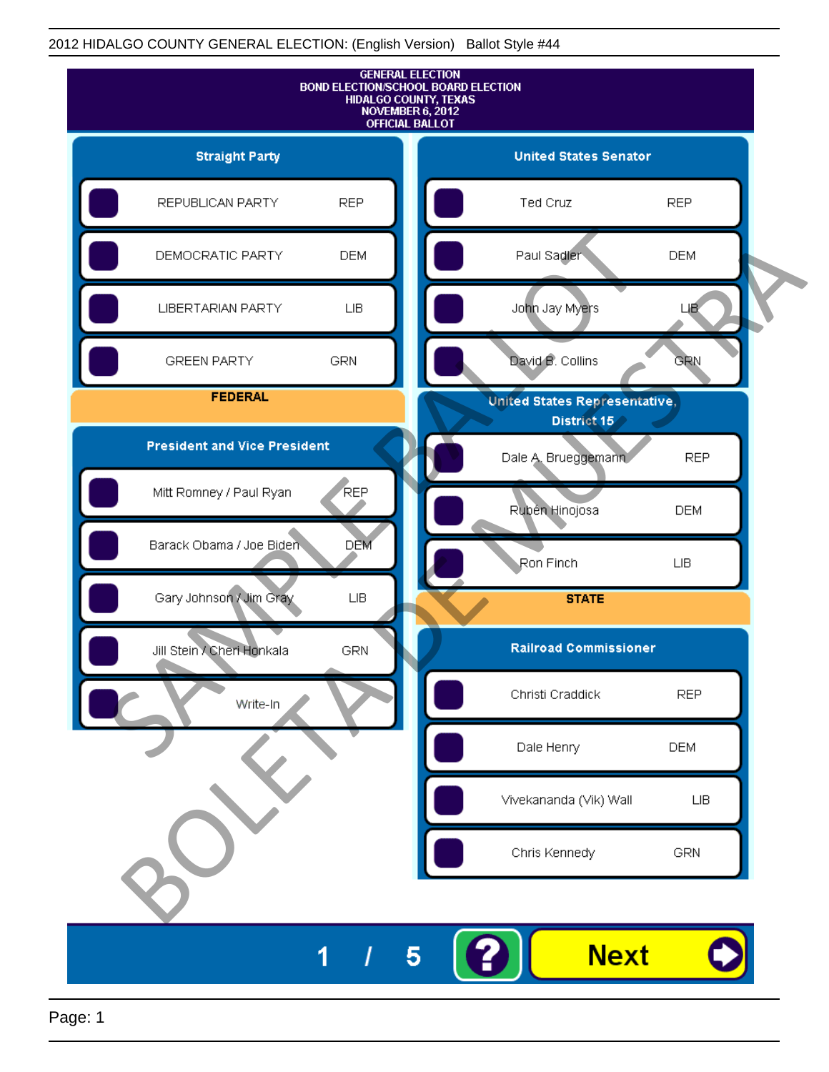2012 HIDALGO COUNTY GENERAL ELECTION: (English Version) Ballot Style #44

# GENERAL ELECTION
## BOND ELECTION/SCHOOL BOARD ELECTION
## HIDALGO COUNTY, TEXAS
## NOVEMBER 6, 2012
## OFFICIAL BALLOT

### Straight Party

| Candidate | Party |
|---|---|
| REPUBLICAN PARTY | REP |
| DEMOCRATIC PARTY | DEM |
| LIBERTARIAN PARTY | LIB |
| GREEN PARTY | GRN |

## FEDERAL

### President and Vice President

| Candidate | Party |
|---|---|
| Mitt Romney / Paul Ryan | REP |
| Barack Obama / Joe Biden | DEM |
| Gary Johnson / Jim Gray | LIB |
| Jill Stein / Cheri Honkala | GRN |
| Write-In | |

### United States Senator

| Candidate | Party |
|---|---|
| Ted Cruz | REP |
| Paul Sadler | DEM |
| John Jay Myers | LIB |
| David B. Collins | GRN |

### United States Representative, District 15

| Candidate | Party |
|---|---|
| Dale A. Brueggemann | REP |
| Rubén Hinojosa | DEM |
| Ron Finch | LIB |

## STATE

### Railroad Commissioner

| Candidate | Party |
|---|---|
| Christi Craddick | REP |
| Dale Henry | DEM |
| Vivekananda (Vik) Wall | LIB |
| Chris Kennedy | GRN |

SAMPLE BALLOT BOLETA DE MUESTRA

1 / 5

Next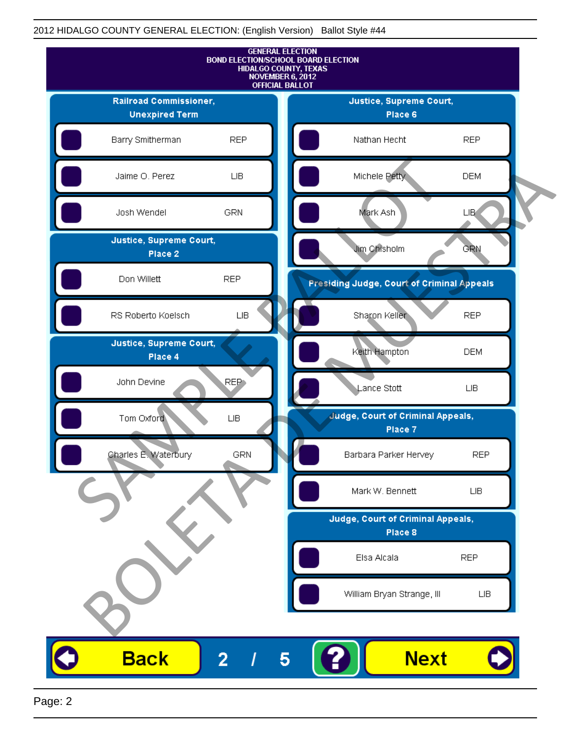GENERAL ELECTION
BOND ELECTION/SCHOOL BOARD ELECTION
HIDALGO COUNTY, TEXAS
NOVEMBER 6, 2012
OFFICIAL BALLOT

## Railroad Commissioner, Unexpired Term

| Candidate | Party |
|---|---|
| Barry Smitherman | REP |
| Jaime O. Perez | LIB |
| Josh Wendel | GRN |

## Justice, Supreme Court, Place 2

| Candidate | Party |
|---|---|
| Don Willett | REP |
| RS Roberto Koelsch | LIB |

## Justice, Supreme Court, Place 4

| Candidate | Party |
|---|---|
| John Devine | REP |
| Tom Oxford | LIB |
| Charles E. Waterbury | GRN |

## Justice, Supreme Court, Place 6

| Candidate | Party |
|---|---|
| Nathan Hecht | REP |
| Michele Petty | DEM |
| Mark Ash | LIB |
| Jim Chisholm | GRN |

## Presiding Judge, Court of Criminal Appeals

| Candidate | Party |
|---|---|
| Sharon Keller | REP |
| Keith Hampton | DEM |
| Lance Stott | LIB |

## Judge, Court of Criminal Appeals, Place 7

| Candidate | Party |
|---|---|
| Barbara Parker Hervey | REP |
| Mark W. Bennett | LIB |

## Judge, Court of Criminal Appeals, Place 8

| Candidate | Party |
|---|---|
| Elsa Alcala | REP |
| William Bryan Strange, III | LIB |

SAMPLE BALLOT
BOLETA DE MUESTRA

Back 2 / 5 ? Next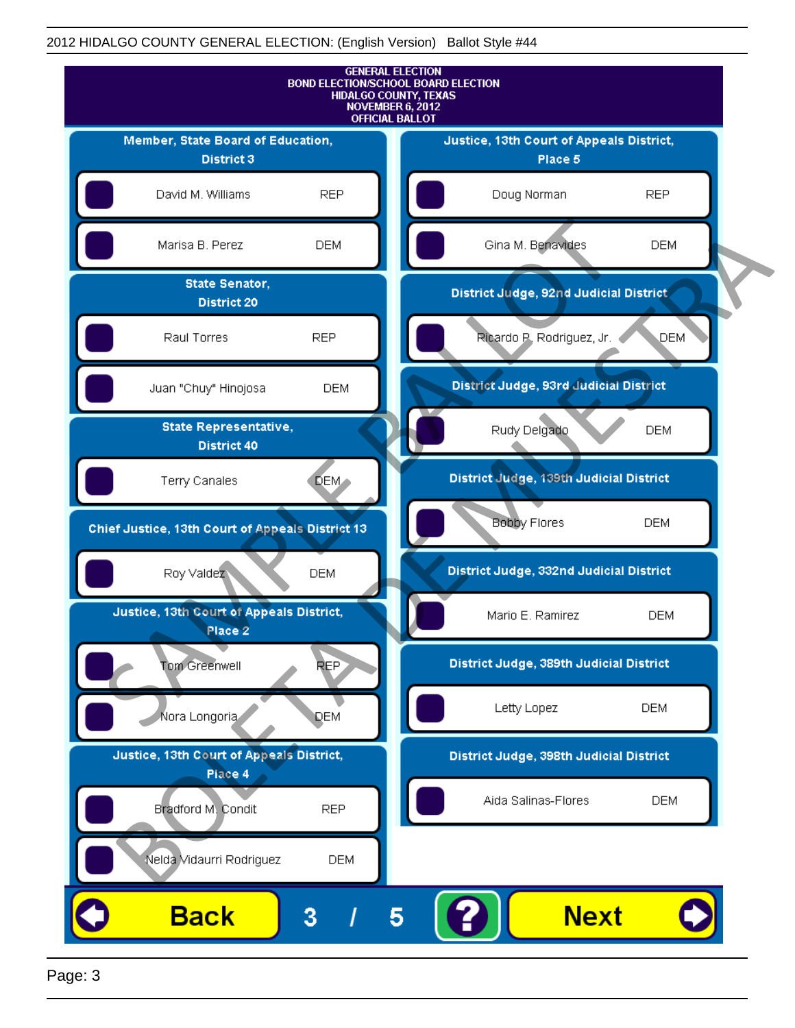# GENERAL ELECTION
## BOND ELECTION/SCHOOL BOARD ELECTION
## HIDALGO COUNTY, TEXAS
## NOVEMBER 6, 2012
## OFFICIAL BALLOT

### Member, State Board of Education, District 3

- David M. Williams — REP
- Marisa B. Perez — DEM

### State Senator, District 20

- Raul Torres — REP
- Juan "Chuy" Hinojosa — DEM

### State Representative, District 40

- Terry Canales — DEM

### Chief Justice, 13th Court of Appeals District 13

- Roy Valdez — DEM

### Justice, 13th Court of Appeals District, Place 2

- Tom Greenwell — REP
- Nora Longoria — DEM

### Justice, 13th Court of Appeals District, Place 4

- Bradford M. Condit — REP
- Nelda Vidaurri Rodriguez — DEM

### Justice, 13th Court of Appeals District, Place 5

- Doug Norman — REP
- Gina M. Benavides — DEM

### District Judge, 92nd Judicial District

- Ricardo P. Rodriguez, Jr. — DEM

### District Judge, 93rd Judicial District

- Rudy Delgado — DEM

### District Judge, 139th Judicial District

- Bobby Flores — DEM

### District Judge, 332nd Judicial District

- Mario E. Ramirez — DEM

### District Judge, 389th Judicial District

- Letty Lopez — DEM

### District Judge, 398th Judicial District

- Aida Salinas-Flores — DEM

SAMPLE BALLOT
BOLETA DE MUESTRA

Back 3 / 5 ? Next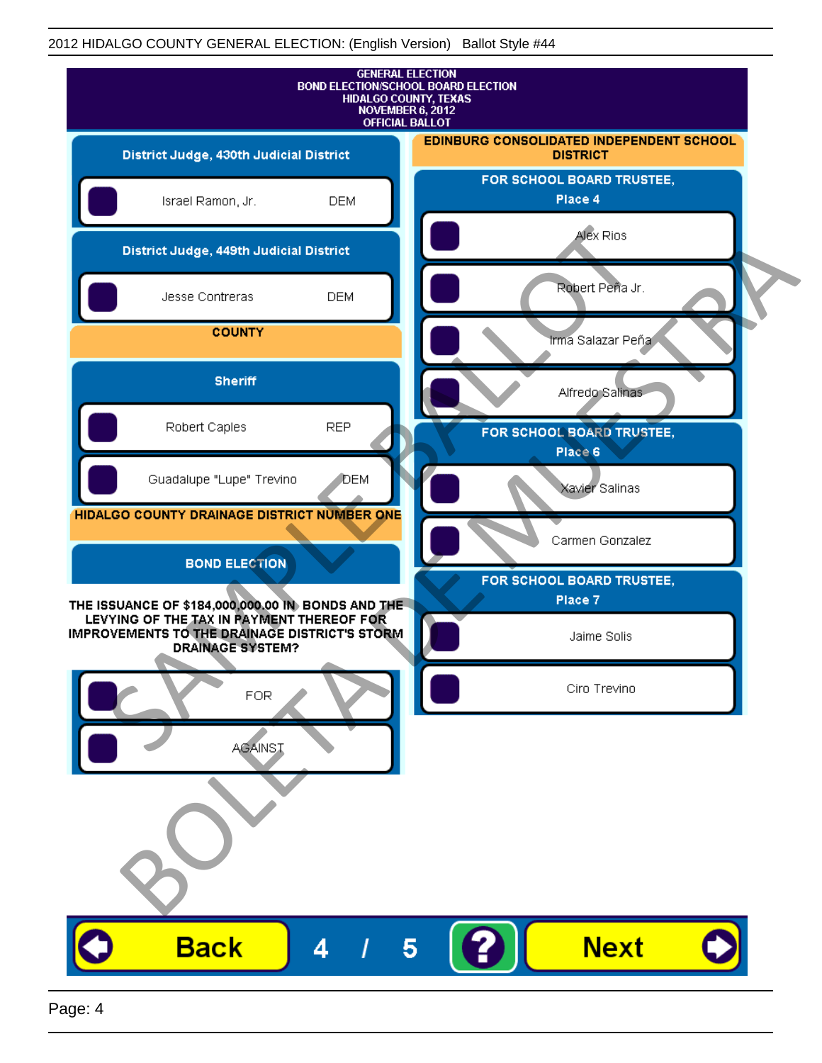2012 HIDALGO COUNTY GENERAL ELECTION: (English Version) Ballot Style #44

GENERAL ELECTION
BOND ELECTION/SCHOOL BOARD ELECTION
HIDALGO COUNTY, TEXAS
NOVEMBER 6, 2012
OFFICIAL BALLOT

## District Judge, 430th Judicial District

- Israel Ramon, Jr. — DEM

## District Judge, 449th Judicial District

- Jesse Contreras — DEM

## COUNTY

### Sheriff

- Robert Caples — REP
- Guadalupe "Lupe" Trevino — DEM

## HIDALGO COUNTY DRAINAGE DISTRICT NUMBER ONE

### BOND ELECTION

**THE ISSUANCE OF $184,000,000.00 IN BONDS AND THE LEVYING OF THE TAX IN PAYMENT THEREOF FOR IMPROVEMENTS TO THE DRAINAGE DISTRICT'S STORM DRAINAGE SYSTEM?**

- FOR
- AGAINST

## EDINBURG CONSOLIDATED INDEPENDENT SCHOOL DISTRICT

### FOR SCHOOL BOARD TRUSTEE, Place 4

- Alex Rios
- Robert Peña Jr.
- Irma Salazar Peña
- Alfredo Salinas

### FOR SCHOOL BOARD TRUSTEE, Place 6

- Xavier Salinas
- Carmen Gonzalez

### FOR SCHOOL BOARD TRUSTEE, Place 7

- Jaime Solis
- Ciro Trevino

SAMPLE BALLOT
BOLETA DE MUESTRA

Back 4 / 5 ? Next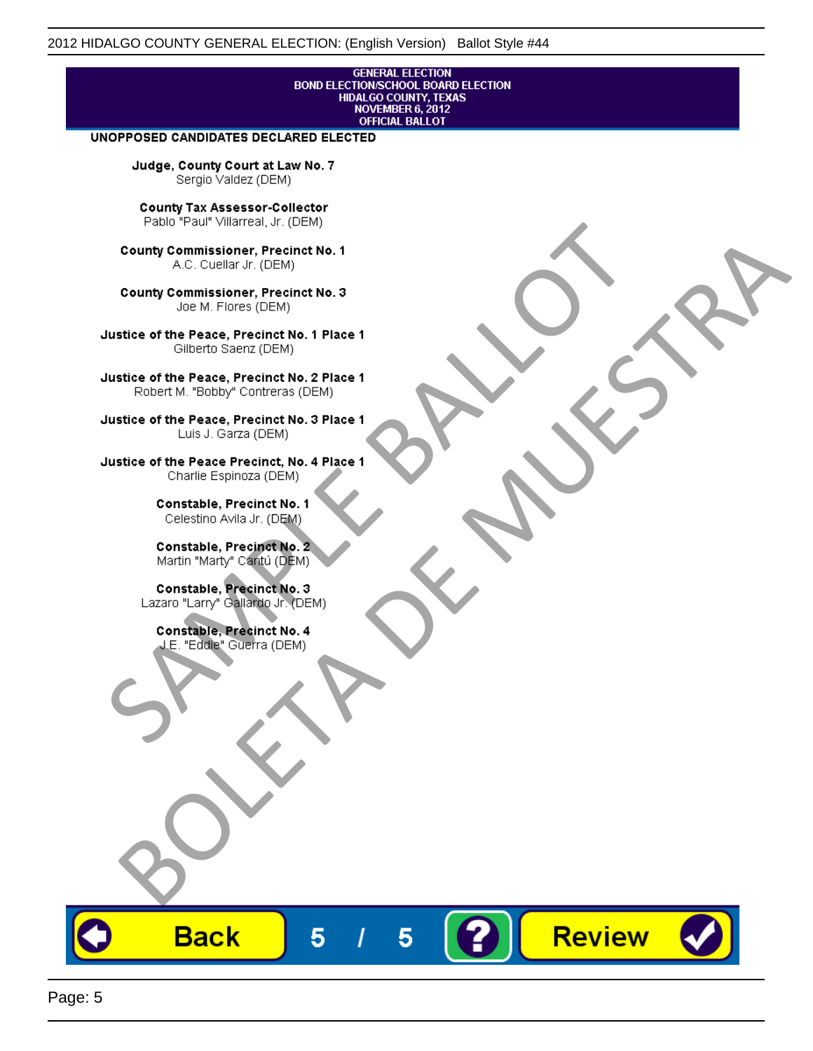GENERAL ELECTION
BOND ELECTION/SCHOOL BOARD ELECTION
HIDALGO COUNTY, TEXAS
NOVEMBER 6, 2012
OFFICIAL BALLOT

**UNOPPOSED CANDIDATES DECLARED ELECTED**

**Judge, County Court at Law No. 7**
Sergio Valdez (DEM)

**County Tax Assessor-Collector**
Pablo "Paul" Villarreal, Jr. (DEM)

**County Commissioner, Precinct No. 1**
A.C. Cuellar Jr. (DEM)

**County Commissioner, Precinct No. 3**
Joe M. Flores (DEM)

**Justice of the Peace, Precinct No. 1 Place 1**
Gilberto Saenz (DEM)

**Justice of the Peace, Precinct No. 2 Place 1**
Robert M. "Bobby" Contreras (DEM)

**Justice of the Peace, Precinct No. 3 Place 1**
Luis J. Garza (DEM)

**Justice of the Peace Precinct, No. 4 Place 1**
Charlie Espinoza (DEM)

**Constable, Precinct No. 1**
Celestino Avila Jr. (DEM)

**Constable, Precinct No. 2**
Martin "Marty" Cantú (DEM)

**Constable, Precinct No. 3**
Lazaro "Larry" Gallardo Jr. (DEM)

**Constable, Precinct No. 4**
J.E. "Eddie" Guerra (DEM)

SAMPLE BALLOT
BOLETA DE MUESTRA

Back 5 / 5 ? Review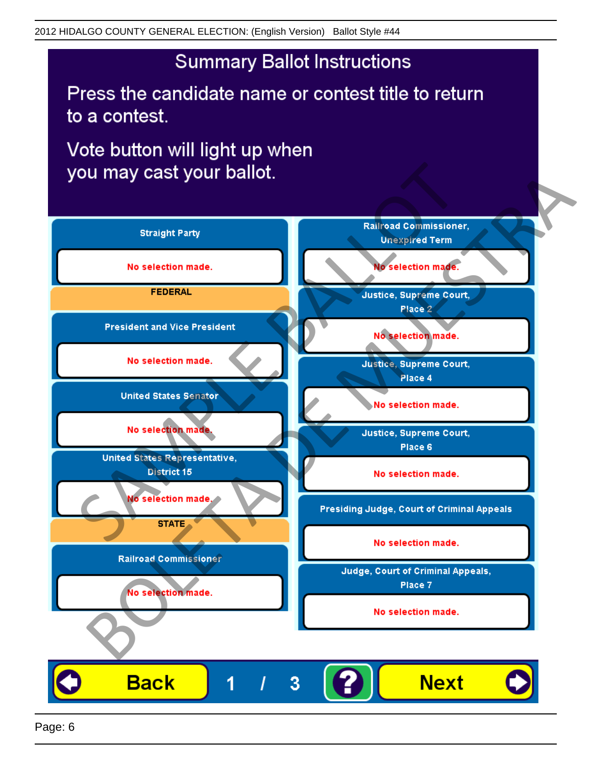2012 HIDALGO COUNTY GENERAL ELECTION: (English Version) Ballot Style #44

# Summary Ballot Instructions

Press the candidate name or contest title to return to a contest.

Vote button will light up when you may cast your ballot.

**Straight Party**

No selection made.

**FEDERAL**

**President and Vice President**

No selection made.

**United States Senator**

No selection made.

**United States Representative, District 15**

No selection made.

**STATE**

**Railroad Commissioner**

No selection made.

**Railroad Commissioner, Unexpired Term**

No selection made.

**Justice, Supreme Court, Place 2**

No selection made.

**Justice, Supreme Court, Place 4**

No selection made.

**Justice, Supreme Court, Place 6**

No selection made.

**Presiding Judge, Court of Criminal Appeals**

No selection made.

**Judge, Court of Criminal Appeals, Place 7**

No selection made.

SAMPLE BALLOT BOLETA DE MUESTRA

Back 1 / 3 ? Next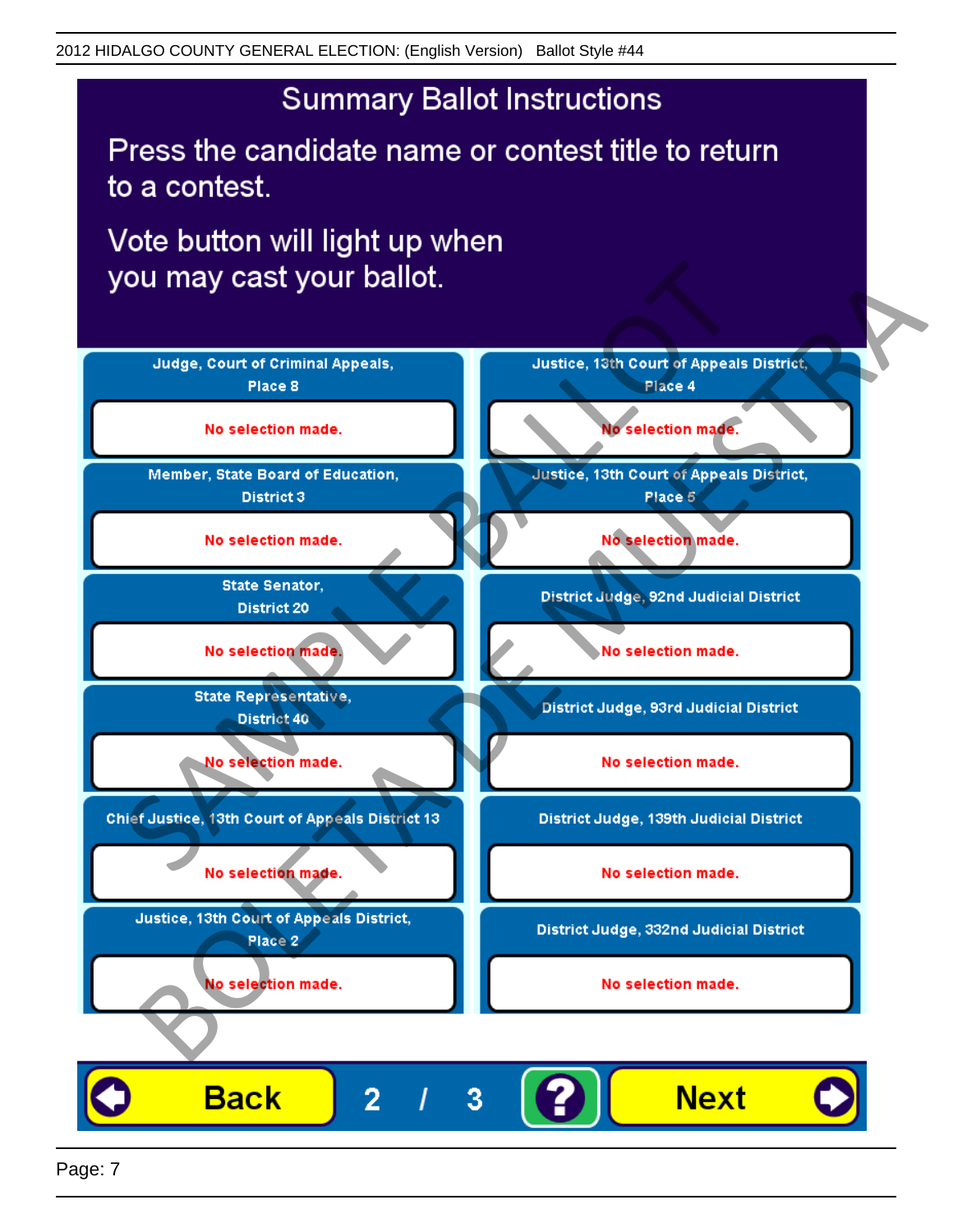# Summary Ballot Instructions

Press the candidate name or contest title to return to a contest.

Vote button will light up when you may cast your ballot.

| Contest | Selection |
|---|---|
| Judge, Court of Criminal Appeals, Place 8 | No selection made. |
| Member, State Board of Education, District 3 | No selection made. |
| State Senator, District 20 | No selection made. |
| State Representative, District 40 | No selection made. |
| Chief Justice, 13th Court of Appeals District 13 | No selection made. |
| Justice, 13th Court of Appeals District, Place 2 | No selection made. |
| Justice, 13th Court of Appeals District, Place 4 | No selection made. |
| Justice, 13th Court of Appeals District, Place 5 | No selection made. |
| District Judge, 92nd Judicial District | No selection made. |
| District Judge, 93rd Judicial District | No selection made. |
| District Judge, 139th Judicial District | No selection made. |
| District Judge, 332nd Judicial District | No selection made. |

SAMPLE BALLOT / BOLETA DE MUESTRA

Back 2 / 3 ? Next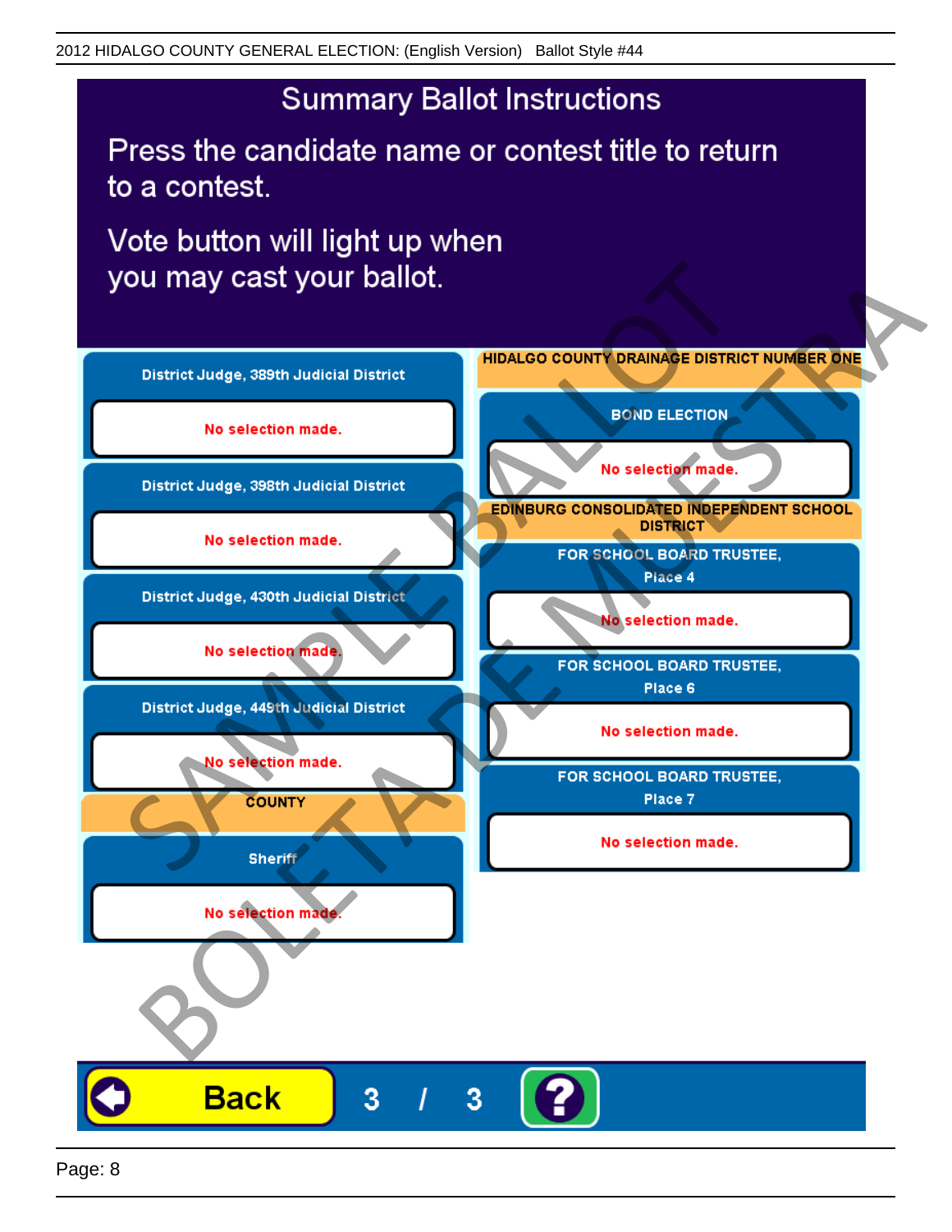# Summary Ballot Instructions

Press the candidate name or contest title to return to a contest.

Vote button will light up when you may cast your ballot.

**District Judge, 389th Judicial District**

No selection made.

**District Judge, 398th Judicial District**

No selection made.

**District Judge, 430th Judicial District**

No selection made.

**District Judge, 449th Judicial District**

No selection made.

**COUNTY**

**Sheriff**

No selection made.

**HIDALGO COUNTY DRAINAGE DISTRICT NUMBER ONE**

**BOND ELECTION**

No selection made.

**EDINBURG CONSOLIDATED INDEPENDENT SCHOOL DISTRICT**

**FOR SCHOOL BOARD TRUSTEE, Place 4**

No selection made.

**FOR SCHOOL BOARD TRUSTEE, Place 6**

No selection made.

**FOR SCHOOL BOARD TRUSTEE, Place 7**

No selection made.

Back 3 / 3 ?

SAMPLE BALLOT

BOLETA DE MUESTRA